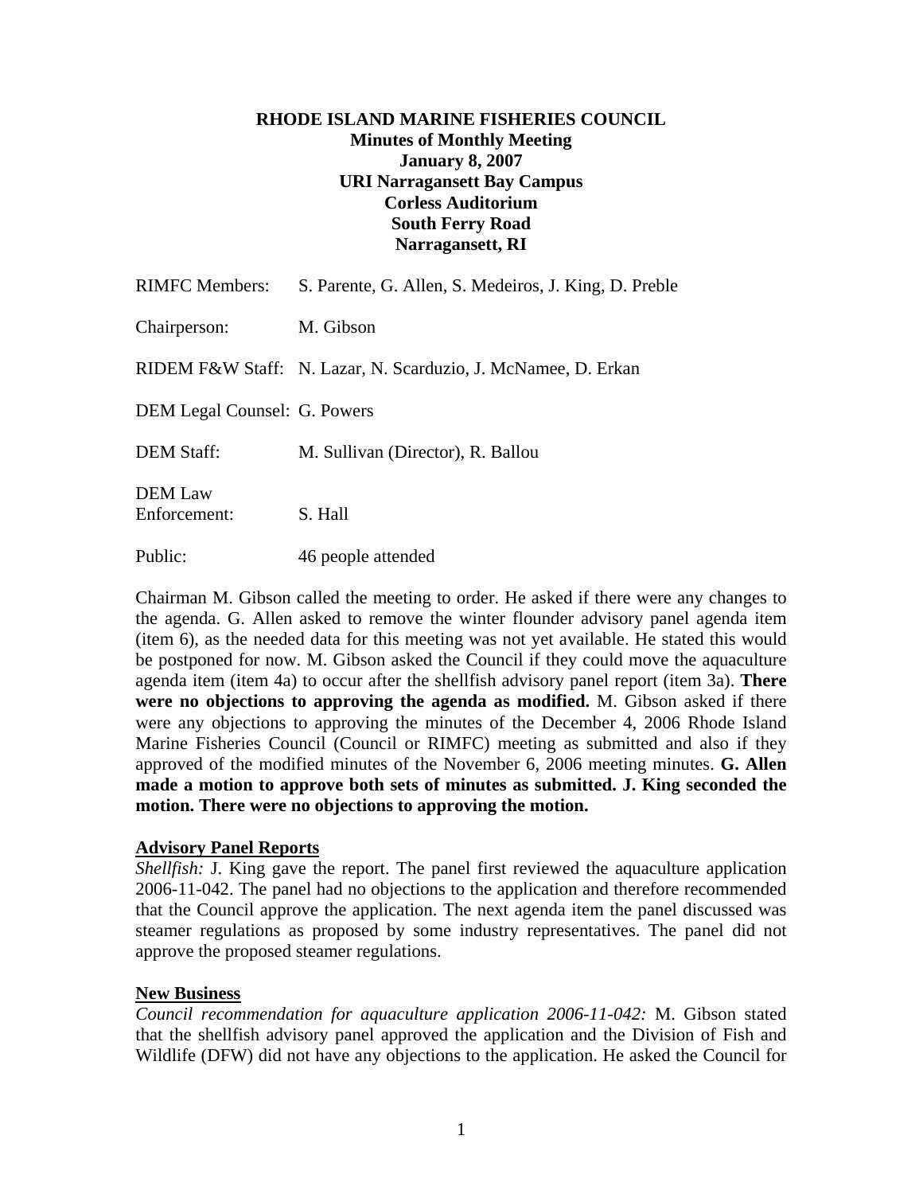**RHODE ISLAND MARINE FISHERIES COUNCIL**
**Minutes of Monthly Meeting**
**January 8, 2007**
**URI Narragansett Bay Campus**
**Corless Auditorium**
**South Ferry Road**
**Narragansett, RI**

RIMFC Members: S. Parente, G. Allen, S. Medeiros, J. King, D. Preble

Chairperson: M. Gibson

RIDEM F&W Staff: N. Lazar, N. Scarduzio, J. McNamee, D. Erkan

DEM Legal Counsel: G. Powers

DEM Staff: M. Sullivan (Director), R. Ballou

DEM Law Enforcement: S. Hall

Public: 46 people attended

Chairman M. Gibson called the meeting to order. He asked if there were any changes to the agenda. G. Allen asked to remove the winter flounder advisory panel agenda item (item 6), as the needed data for this meeting was not yet available. He stated this would be postponed for now. M. Gibson asked the Council if they could move the aquaculture agenda item (item 4a) to occur after the shellfish advisory panel report (item 3a). **There were no objections to approving the agenda as modified.** M. Gibson asked if there were any objections to approving the minutes of the December 4, 2006 Rhode Island Marine Fisheries Council (Council or RIMFC) meeting as submitted and also if they approved of the modified minutes of the November 6, 2006 meeting minutes. **G. Allen made a motion to approve both sets of minutes as submitted. J. King seconded the motion. There were no objections to approving the motion.**

**Advisory Panel Reports**

*Shellfish:* J. King gave the report. The panel first reviewed the aquaculture application 2006-11-042. The panel had no objections to the application and therefore recommended that the Council approve the application. The next agenda item the panel discussed was steamer regulations as proposed by some industry representatives. The panel did not approve the proposed steamer regulations.

**New Business**

*Council recommendation for aquaculture application 2006-11-042:* M. Gibson stated that the shellfish advisory panel approved the application and the Division of Fish and Wildlife (DFW) did not have any objections to the application. He asked the Council for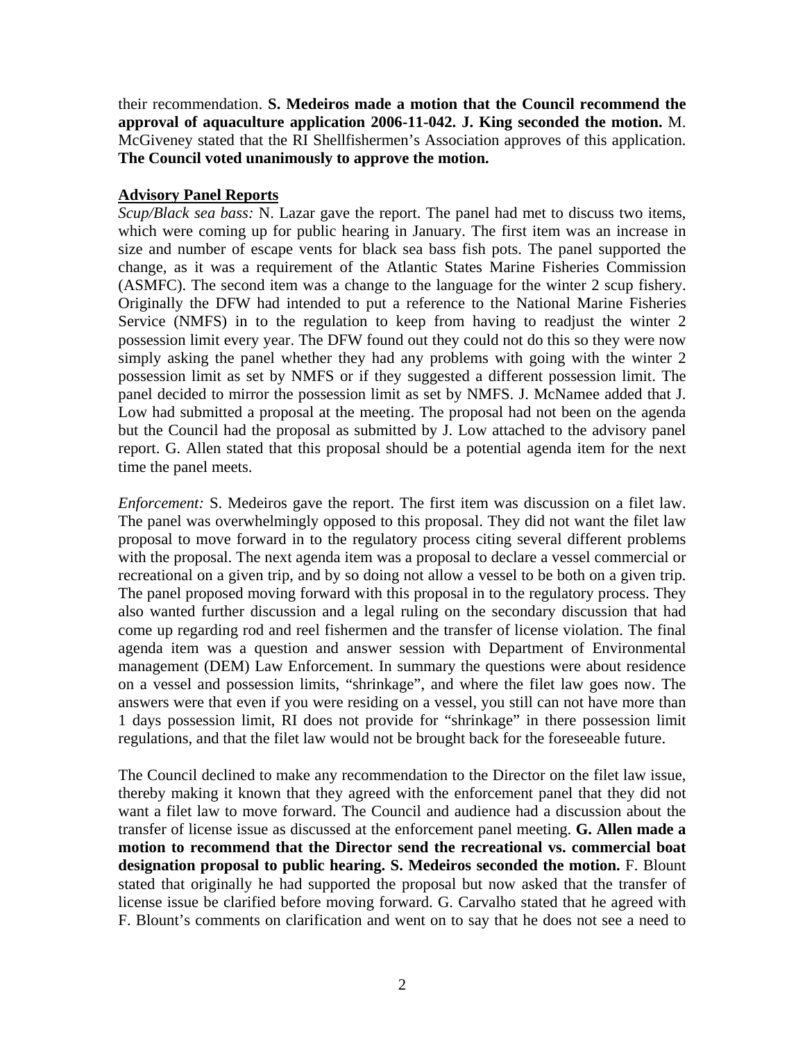their recommendation. **S. Medeiros made a motion that the Council recommend the approval of aquaculture application 2006-11-042. J. King seconded the motion.** M. McGiveney stated that the RI Shellfishermen's Association approves of this application. **The Council voted unanimously to approve the motion.**

**Advisory Panel Reports**

*Scup/Black sea bass:* N. Lazar gave the report. The panel had met to discuss two items, which were coming up for public hearing in January. The first item was an increase in size and number of escape vents for black sea bass fish pots. The panel supported the change, as it was a requirement of the Atlantic States Marine Fisheries Commission (ASMFC). The second item was a change to the language for the winter 2 scup fishery. Originally the DFW had intended to put a reference to the National Marine Fisheries Service (NMFS) in to the regulation to keep from having to readjust the winter 2 possession limit every year. The DFW found out they could not do this so they were now simply asking the panel whether they had any problems with going with the winter 2 possession limit as set by NMFS or if they suggested a different possession limit. The panel decided to mirror the possession limit as set by NMFS. J. McNamee added that J. Low had submitted a proposal at the meeting. The proposal had not been on the agenda but the Council had the proposal as submitted by J. Low attached to the advisory panel report. G. Allen stated that this proposal should be a potential agenda item for the next time the panel meets.

*Enforcement:* S. Medeiros gave the report. The first item was discussion on a filet law. The panel was overwhelmingly opposed to this proposal. They did not want the filet law proposal to move forward in to the regulatory process citing several different problems with the proposal. The next agenda item was a proposal to declare a vessel commercial or recreational on a given trip, and by so doing not allow a vessel to be both on a given trip. The panel proposed moving forward with this proposal in to the regulatory process. They also wanted further discussion and a legal ruling on the secondary discussion that had come up regarding rod and reel fishermen and the transfer of license violation. The final agenda item was a question and answer session with Department of Environmental management (DEM) Law Enforcement. In summary the questions were about residence on a vessel and possession limits, "shrinkage", and where the filet law goes now. The answers were that even if you were residing on a vessel, you still can not have more than 1 days possession limit, RI does not provide for "shrinkage" in there possession limit regulations, and that the filet law would not be brought back for the foreseeable future.

The Council declined to make any recommendation to the Director on the filet law issue, thereby making it known that they agreed with the enforcement panel that they did not want a filet law to move forward. The Council and audience had a discussion about the transfer of license issue as discussed at the enforcement panel meeting. **G. Allen made a motion to recommend that the Director send the recreational vs. commercial boat designation proposal to public hearing. S. Medeiros seconded the motion.** F. Blount stated that originally he had supported the proposal but now asked that the transfer of license issue be clarified before moving forward. G. Carvalho stated that he agreed with F. Blount's comments on clarification and went on to say that he does not see a need to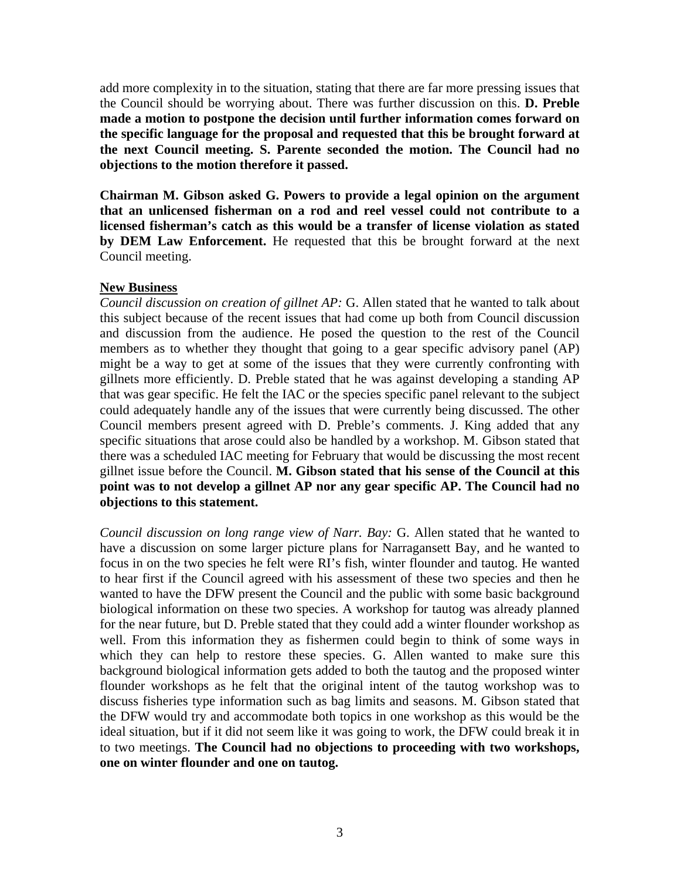add more complexity in to the situation, stating that there are far more pressing issues that the Council should be worrying about. There was further discussion on this. **D. Preble made a motion to postpone the decision until further information comes forward on the specific language for the proposal and requested that this be brought forward at the next Council meeting. S. Parente seconded the motion. The Council had no objections to the motion therefore it passed.**

**Chairman M. Gibson asked G. Powers to provide a legal opinion on the argument that an unlicensed fisherman on a rod and reel vessel could not contribute to a licensed fisherman's catch as this would be a transfer of license violation as stated by DEM Law Enforcement.** He requested that this be brought forward at the next Council meeting.

**New Business**

*Council discussion on creation of gillnet AP:* G. Allen stated that he wanted to talk about this subject because of the recent issues that had come up both from Council discussion and discussion from the audience. He posed the question to the rest of the Council members as to whether they thought that going to a gear specific advisory panel (AP) might be a way to get at some of the issues that they were currently confronting with gillnets more efficiently. D. Preble stated that he was against developing a standing AP that was gear specific. He felt the IAC or the species specific panel relevant to the subject could adequately handle any of the issues that were currently being discussed. The other Council members present agreed with D. Preble's comments. J. King added that any specific situations that arose could also be handled by a workshop. M. Gibson stated that there was a scheduled IAC meeting for February that would be discussing the most recent gillnet issue before the Council. **M. Gibson stated that his sense of the Council at this point was to not develop a gillnet AP nor any gear specific AP. The Council had no objections to this statement.**

*Council discussion on long range view of Narr. Bay:* G. Allen stated that he wanted to have a discussion on some larger picture plans for Narragansett Bay, and he wanted to focus in on the two species he felt were RI's fish, winter flounder and tautog. He wanted to hear first if the Council agreed with his assessment of these two species and then he wanted to have the DFW present the Council and the public with some basic background biological information on these two species. A workshop for tautog was already planned for the near future, but D. Preble stated that they could add a winter flounder workshop as well. From this information they as fishermen could begin to think of some ways in which they can help to restore these species. G. Allen wanted to make sure this background biological information gets added to both the tautog and the proposed winter flounder workshops as he felt that the original intent of the tautog workshop was to discuss fisheries type information such as bag limits and seasons. M. Gibson stated that the DFW would try and accommodate both topics in one workshop as this would be the ideal situation, but if it did not seem like it was going to work, the DFW could break it in to two meetings. **The Council had no objections to proceeding with two workshops, one on winter flounder and one on tautog.**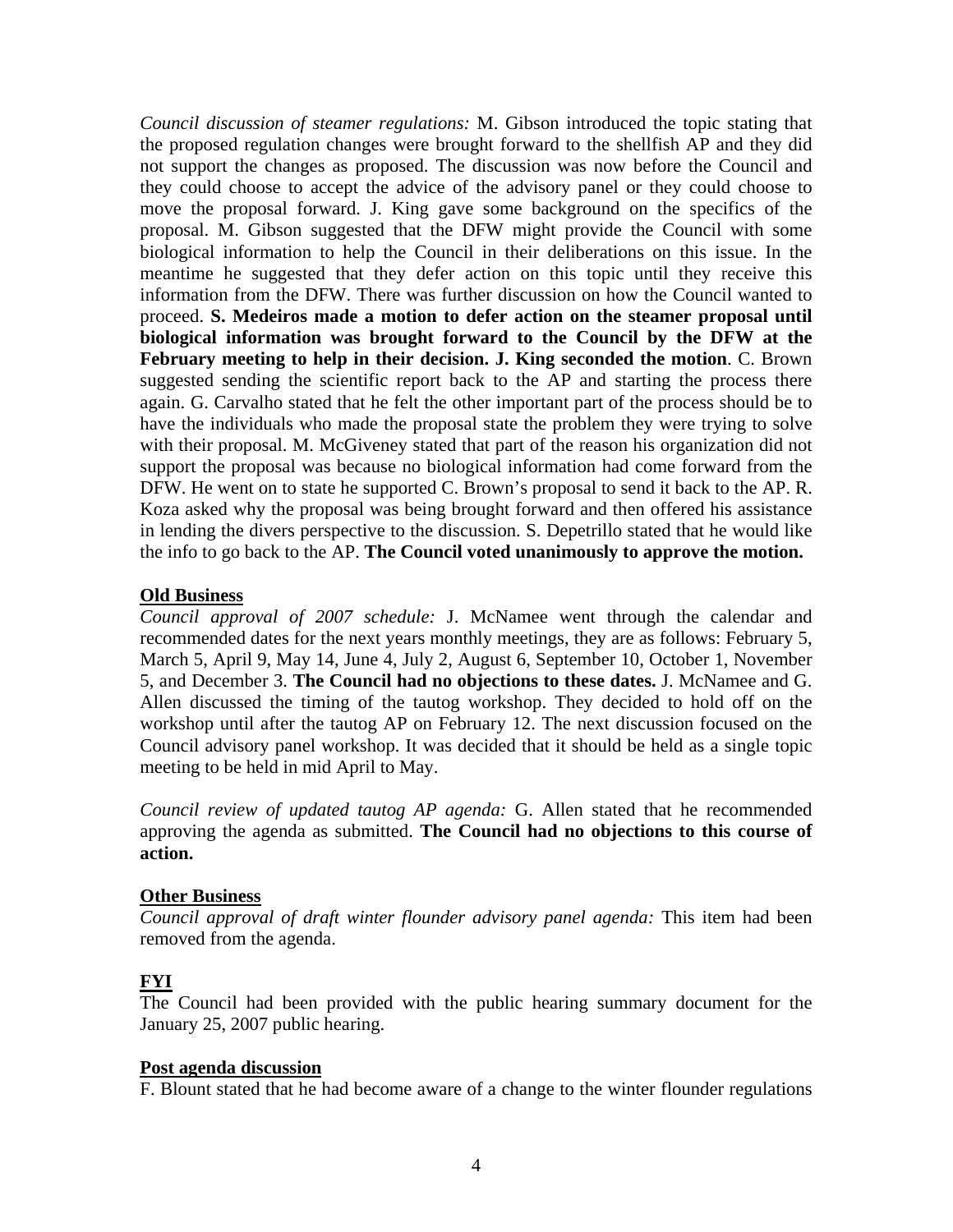*Council discussion of steamer regulations:* M. Gibson introduced the topic stating that the proposed regulation changes were brought forward to the shellfish AP and they did not support the changes as proposed. The discussion was now before the Council and they could choose to accept the advice of the advisory panel or they could choose to move the proposal forward. J. King gave some background on the specifics of the proposal. M. Gibson suggested that the DFW might provide the Council with some biological information to help the Council in their deliberations on this issue. In the meantime he suggested that they defer action on this topic until they receive this information from the DFW. There was further discussion on how the Council wanted to proceed. **S. Medeiros made a motion to defer action on the steamer proposal until biological information was brought forward to the Council by the DFW at the February meeting to help in their decision. J. King seconded the motion**. C. Brown suggested sending the scientific report back to the AP and starting the process there again. G. Carvalho stated that he felt the other important part of the process should be to have the individuals who made the proposal state the problem they were trying to solve with their proposal. M. McGiveney stated that part of the reason his organization did not support the proposal was because no biological information had come forward from the DFW. He went on to state he supported C. Brown's proposal to send it back to the AP. R. Koza asked why the proposal was being brought forward and then offered his assistance in lending the divers perspective to the discussion. S. Depetrillo stated that he would like the info to go back to the AP. **The Council voted unanimously to approve the motion.**

## Old Business

*Council approval of 2007 schedule:* J. McNamee went through the calendar and recommended dates for the next years monthly meetings, they are as follows: February 5, March 5, April 9, May 14, June 4, July 2, August 6, September 10, October 1, November 5, and December 3. **The Council had no objections to these dates.** J. McNamee and G. Allen discussed the timing of the tautog workshop. They decided to hold off on the workshop until after the tautog AP on February 12. The next discussion focused on the Council advisory panel workshop. It was decided that it should be held as a single topic meeting to be held in mid April to May.

*Council review of updated tautog AP agenda:* G. Allen stated that he recommended approving the agenda as submitted. **The Council had no objections to this course of action.**

## Other Business

*Council approval of draft winter flounder advisory panel agenda:* This item had been removed from the agenda.

## FYI

The Council had been provided with the public hearing summary document for the January 25, 2007 public hearing.

## Post agenda discussion

F. Blount stated that he had become aware of a change to the winter flounder regulations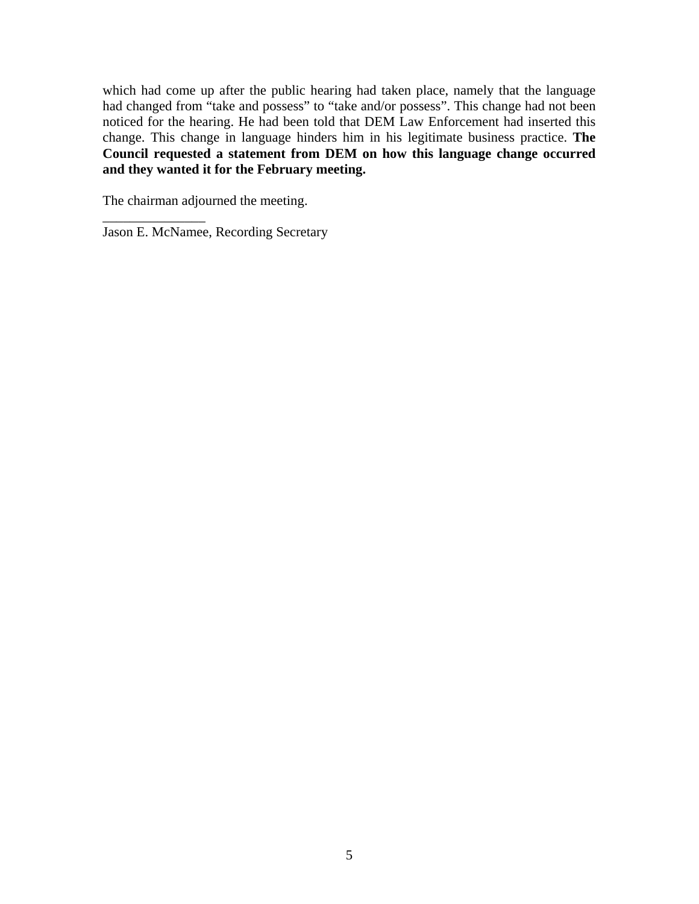which had come up after the public hearing had taken place, namely that the language had changed from "take and possess" to "take and/or possess". This change had not been noticed for the hearing. He had been told that DEM Law Enforcement had inserted this change. This change in language hinders him in his legitimate business practice. **The Council requested a statement from DEM on how this language change occurred and they wanted it for the February meeting.**

The chairman adjourned the meeting.

_______________
Jason E. McNamee, Recording Secretary